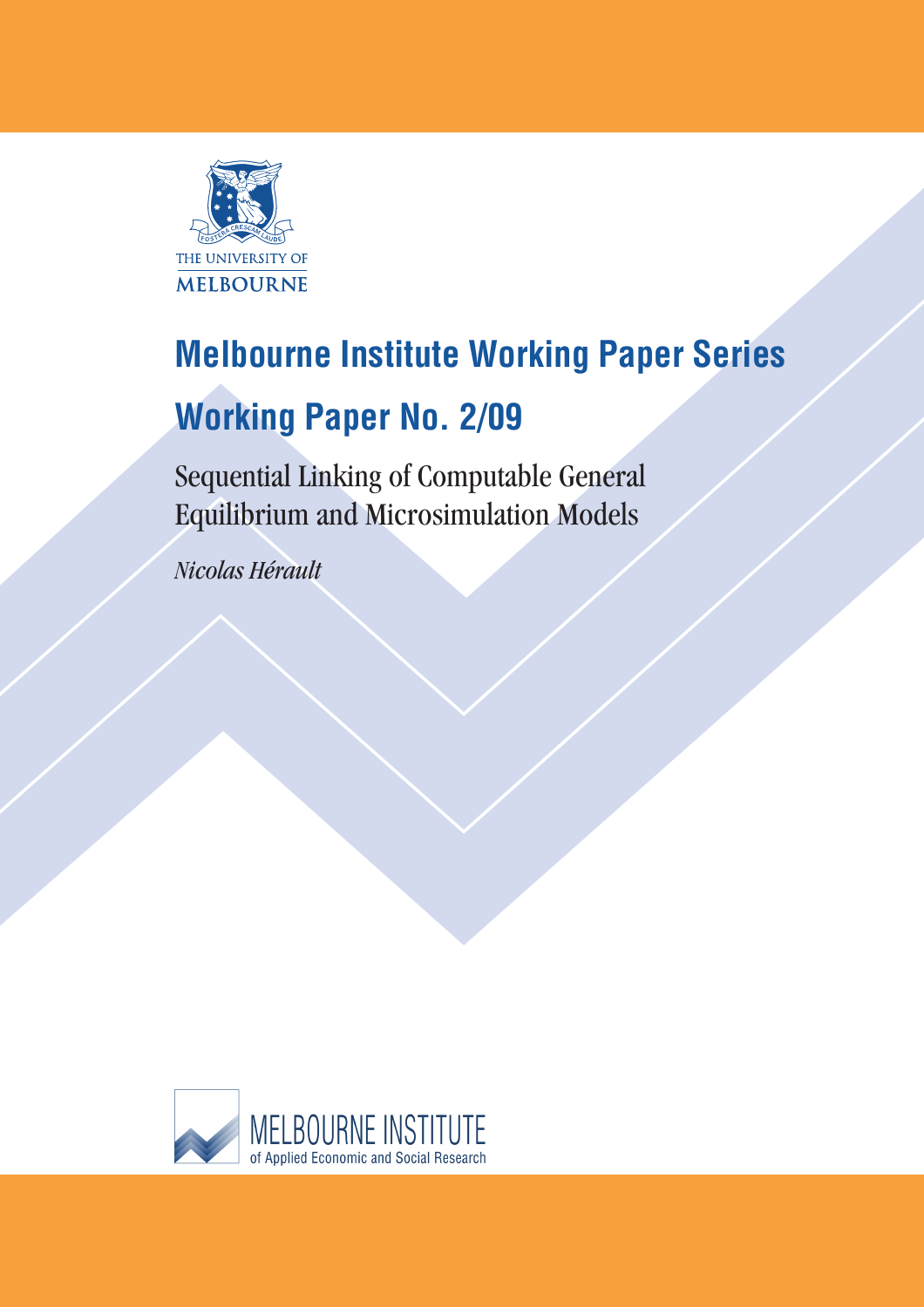THE UNIVERSITY OF
MELBOURNE

# Melbourne Institute Working Paper Series

## Working Paper No. 2/09

Sequential Linking of Computable General Equilibrium and Microsimulation Models

*Nicolas Hérault*

MELBOURNE INSTITUTE
of Applied Economic and Social Research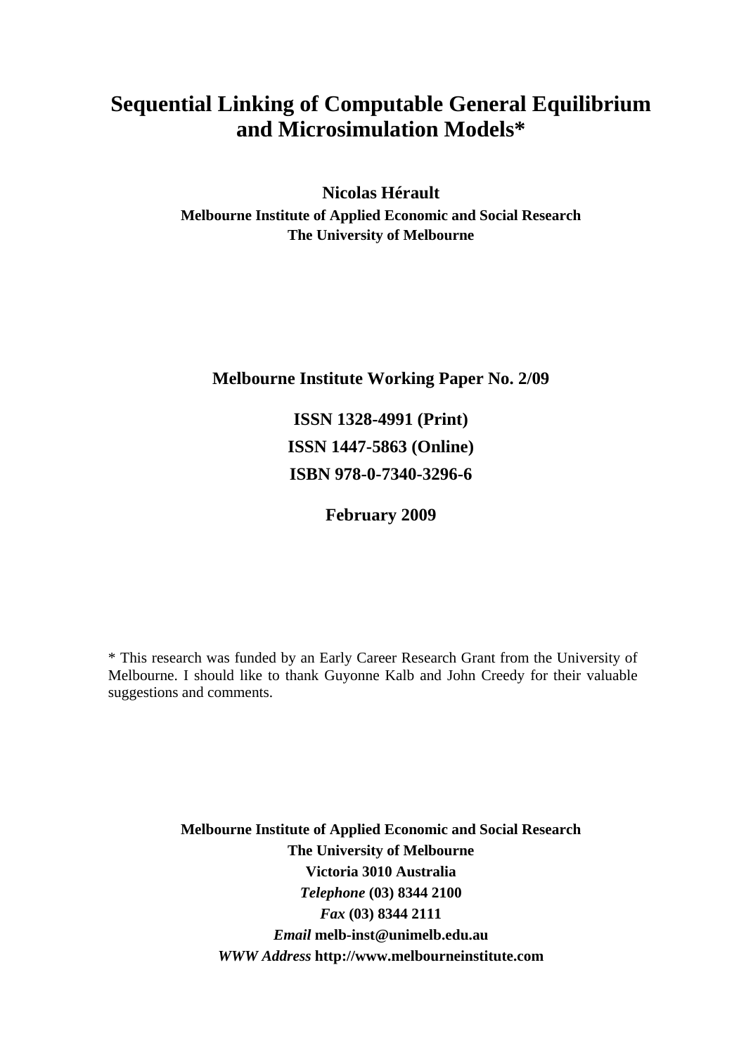# Sequential Linking of Computable General Equilibrium and Microsimulation Models*

**Nicolas Hérault**
**Melbourne Institute of Applied Economic and Social Research**
**The University of Melbourne**

**Melbourne Institute Working Paper No. 2/09**

**ISSN 1328-4991 (Print)**
**ISSN 1447-5863 (Online)**
**ISBN 978-0-7340-3296-6**

**February 2009**

\* This research was funded by an Early Career Research Grant from the University of Melbourne. I should like to thank Guyonne Kalb and John Creedy for their valuable suggestions and comments.

**Melbourne Institute of Applied Economic and Social Research**
**The University of Melbourne**
**Victoria 3010 Australia**
***Telephone* (03) 8344 2100**
***Fax* (03) 8344 2111**
***Email* melb-inst@unimelb.edu.au**
***WWW Address* http://www.melbourneinstitute.com**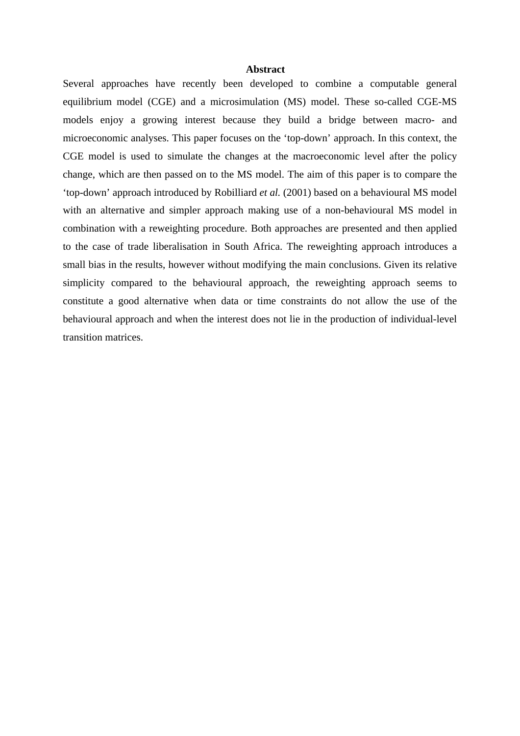## Abstract

Several approaches have recently been developed to combine a computable general equilibrium model (CGE) and a microsimulation (MS) model. These so-called CGE-MS models enjoy a growing interest because they build a bridge between macro- and microeconomic analyses. This paper focuses on the 'top-down' approach. In this context, the CGE model is used to simulate the changes at the macroeconomic level after the policy change, which are then passed on to the MS model. The aim of this paper is to compare the 'top-down' approach introduced by Robilliard *et al.* (2001) based on a behavioural MS model with an alternative and simpler approach making use of a non-behavioural MS model in combination with a reweighting procedure. Both approaches are presented and then applied to the case of trade liberalisation in South Africa. The reweighting approach introduces a small bias in the results, however without modifying the main conclusions. Given its relative simplicity compared to the behavioural approach, the reweighting approach seems to constitute a good alternative when data or time constraints do not allow the use of the behavioural approach and when the interest does not lie in the production of individual-level transition matrices.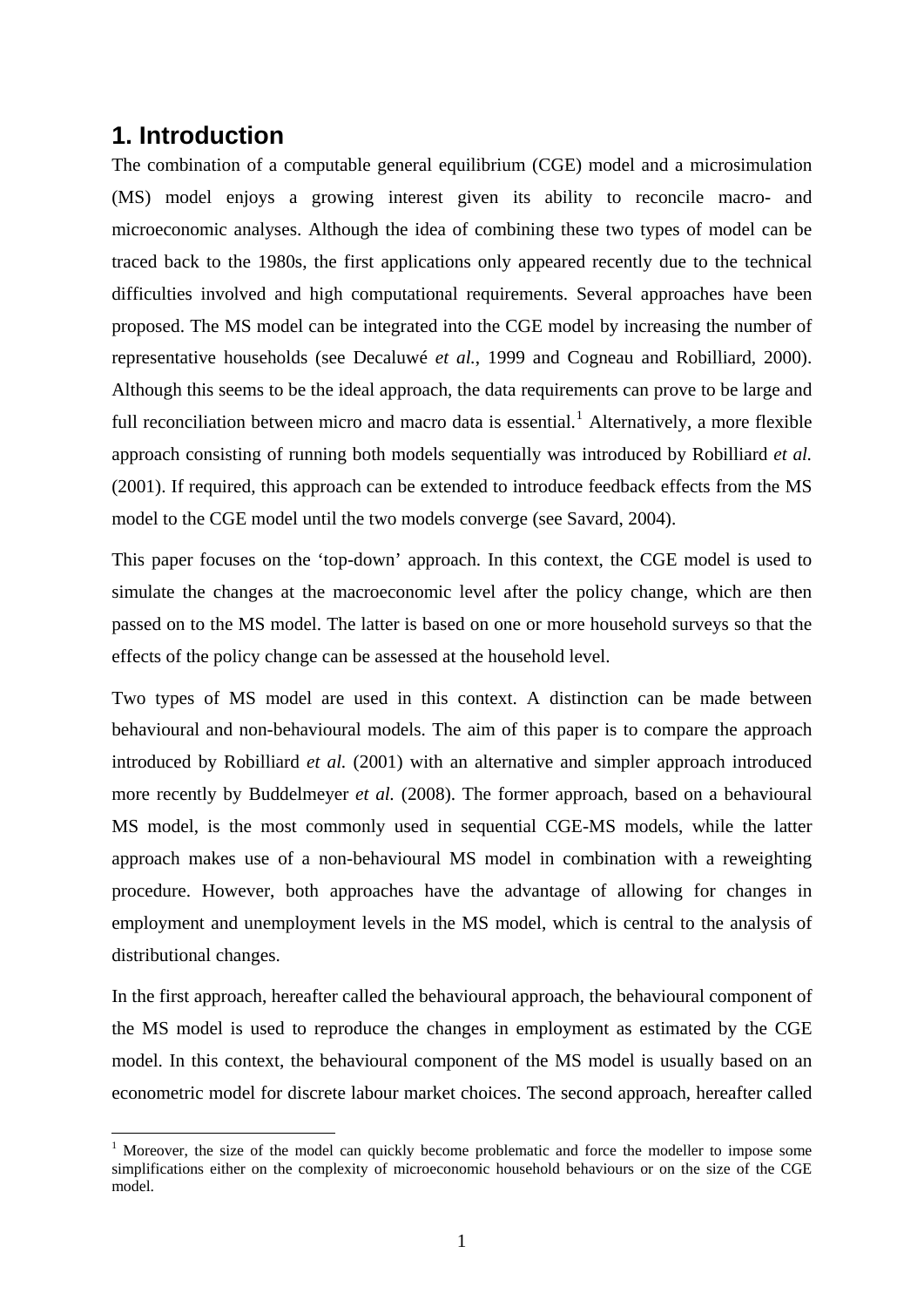## 1. Introduction

The combination of a computable general equilibrium (CGE) model and a microsimulation (MS) model enjoys a growing interest given its ability to reconcile macro- and microeconomic analyses. Although the idea of combining these two types of model can be traced back to the 1980s, the first applications only appeared recently due to the technical difficulties involved and high computational requirements. Several approaches have been proposed. The MS model can be integrated into the CGE model by increasing the number of representative households (see Decaluwé *et al.*, 1999 and Cogneau and Robilliard, 2000). Although this seems to be the ideal approach, the data requirements can prove to be large and full reconciliation between micro and macro data is essential.[1] Alternatively, a more flexible approach consisting of running both models sequentially was introduced by Robilliard *et al.* (2001). If required, this approach can be extended to introduce feedback effects from the MS model to the CGE model until the two models converge (see Savard, 2004).

This paper focuses on the 'top-down' approach. In this context, the CGE model is used to simulate the changes at the macroeconomic level after the policy change, which are then passed on to the MS model. The latter is based on one or more household surveys so that the effects of the policy change can be assessed at the household level.

Two types of MS model are used in this context. A distinction can be made between behavioural and non-behavioural models. The aim of this paper is to compare the approach introduced by Robilliard *et al.* (2001) with an alternative and simpler approach introduced more recently by Buddelmeyer *et al.* (2008). The former approach, based on a behavioural MS model, is the most commonly used in sequential CGE-MS models, while the latter approach makes use of a non-behavioural MS model in combination with a reweighting procedure. However, both approaches have the advantage of allowing for changes in employment and unemployment levels in the MS model, which is central to the analysis of distributional changes.

In the first approach, hereafter called the behavioural approach, the behavioural component of the MS model is used to reproduce the changes in employment as estimated by the CGE model. In this context, the behavioural component of the MS model is usually based on an econometric model for discrete labour market choices. The second approach, hereafter called

[1] Moreover, the size of the model can quickly become problematic and force the modeller to impose some simplifications either on the complexity of microeconomic household behaviours or on the size of the CGE model.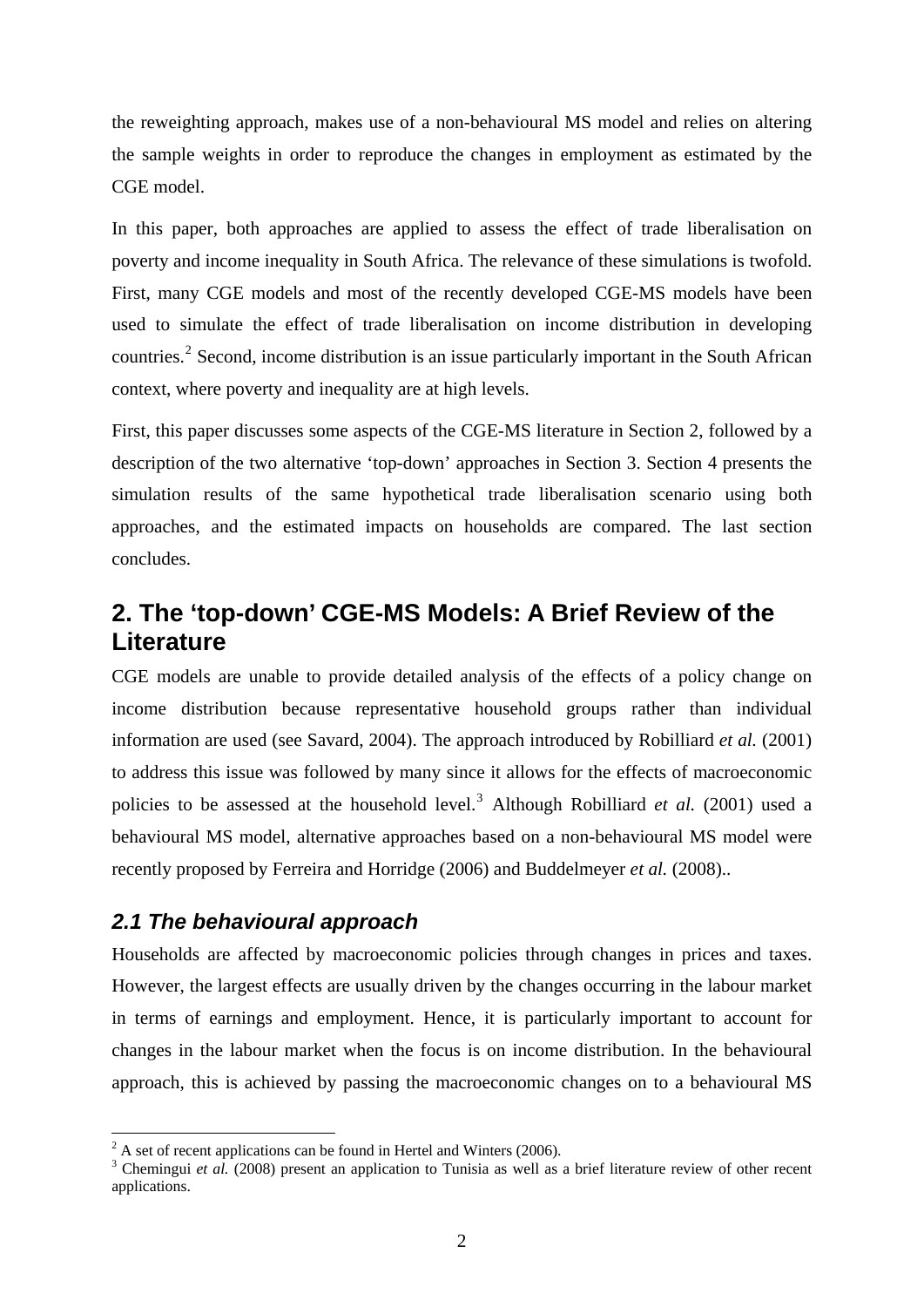the reweighting approach, makes use of a non-behavioural MS model and relies on altering the sample weights in order to reproduce the changes in employment as estimated by the CGE model.

In this paper, both approaches are applied to assess the effect of trade liberalisation on poverty and income inequality in South Africa. The relevance of these simulations is twofold. First, many CGE models and most of the recently developed CGE-MS models have been used to simulate the effect of trade liberalisation on income distribution in developing countries.[2] Second, income distribution is an issue particularly important in the South African context, where poverty and inequality are at high levels.

First, this paper discusses some aspects of the CGE-MS literature in Section 2, followed by a description of the two alternative 'top-down' approaches in Section 3. Section 4 presents the simulation results of the same hypothetical trade liberalisation scenario using both approaches, and the estimated impacts on households are compared. The last section concludes.

## 2. The 'top-down' CGE-MS Models: A Brief Review of the Literature

CGE models are unable to provide detailed analysis of the effects of a policy change on income distribution because representative household groups rather than individual information are used (see Savard, 2004). The approach introduced by Robilliard *et al.* (2001) to address this issue was followed by many since it allows for the effects of macroeconomic policies to be assessed at the household level.[3] Although Robilliard *et al.* (2001) used a behavioural MS model, alternative approaches based on a non-behavioural MS model were recently proposed by Ferreira and Horridge (2006) and Buddelmeyer *et al.* (2008)..

### *2.1 The behavioural approach*

Households are affected by macroeconomic policies through changes in prices and taxes. However, the largest effects are usually driven by the changes occurring in the labour market in terms of earnings and employment. Hence, it is particularly important to account for changes in the labour market when the focus is on income distribution. In the behavioural approach, this is achieved by passing the macroeconomic changes on to a behavioural MS

---

[2] A set of recent applications can be found in Hertel and Winters (2006).

[3] Chemingui *et al.* (2008) present an application to Tunisia as well as a brief literature review of other recent applications.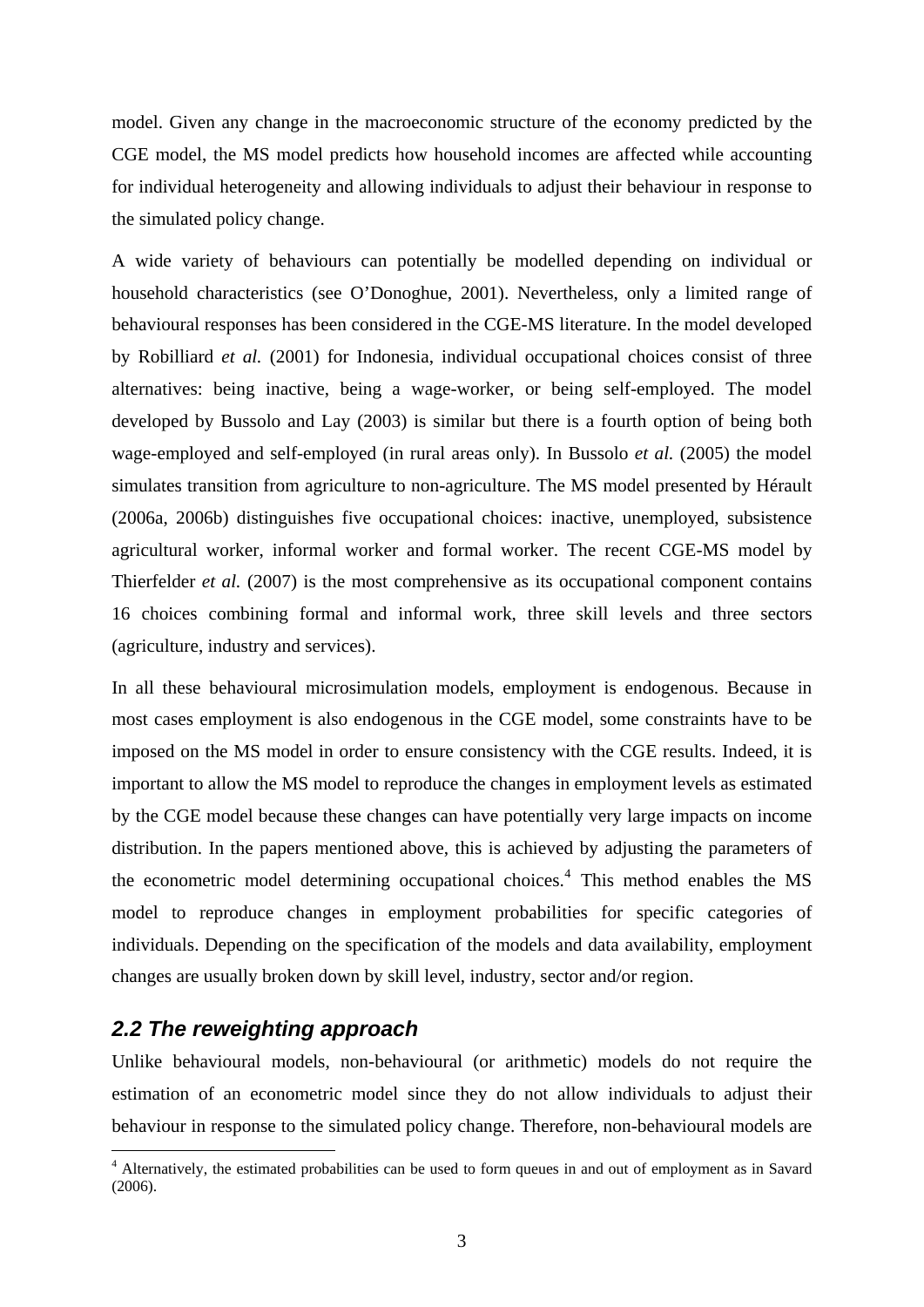model. Given any change in the macroeconomic structure of the economy predicted by the CGE model, the MS model predicts how household incomes are affected while accounting for individual heterogeneity and allowing individuals to adjust their behaviour in response to the simulated policy change.

A wide variety of behaviours can potentially be modelled depending on individual or household characteristics (see O'Donoghue, 2001). Nevertheless, only a limited range of behavioural responses has been considered in the CGE-MS literature. In the model developed by Robilliard *et al.* (2001) for Indonesia, individual occupational choices consist of three alternatives: being inactive, being a wage-worker, or being self-employed. The model developed by Bussolo and Lay (2003) is similar but there is a fourth option of being both wage-employed and self-employed (in rural areas only). In Bussolo *et al.* (2005) the model simulates transition from agriculture to non-agriculture. The MS model presented by Hérault (2006a, 2006b) distinguishes five occupational choices: inactive, unemployed, subsistence agricultural worker, informal worker and formal worker. The recent CGE-MS model by Thierfelder *et al.* (2007) is the most comprehensive as its occupational component contains 16 choices combining formal and informal work, three skill levels and three sectors (agriculture, industry and services).

In all these behavioural microsimulation models, employment is endogenous. Because in most cases employment is also endogenous in the CGE model, some constraints have to be imposed on the MS model in order to ensure consistency with the CGE results. Indeed, it is important to allow the MS model to reproduce the changes in employment levels as estimated by the CGE model because these changes can have potentially very large impacts on income distribution. In the papers mentioned above, this is achieved by adjusting the parameters of the econometric model determining occupational choices.[4] This method enables the MS model to reproduce changes in employment probabilities for specific categories of individuals. Depending on the specification of the models and data availability, employment changes are usually broken down by skill level, industry, sector and/or region.

### 2.2 The reweighting approach

Unlike behavioural models, non-behavioural (or arithmetic) models do not require the estimation of an econometric model since they do not allow individuals to adjust their behaviour in response to the simulated policy change. Therefore, non-behavioural models are

[4] Alternatively, the estimated probabilities can be used to form queues in and out of employment as in Savard (2006).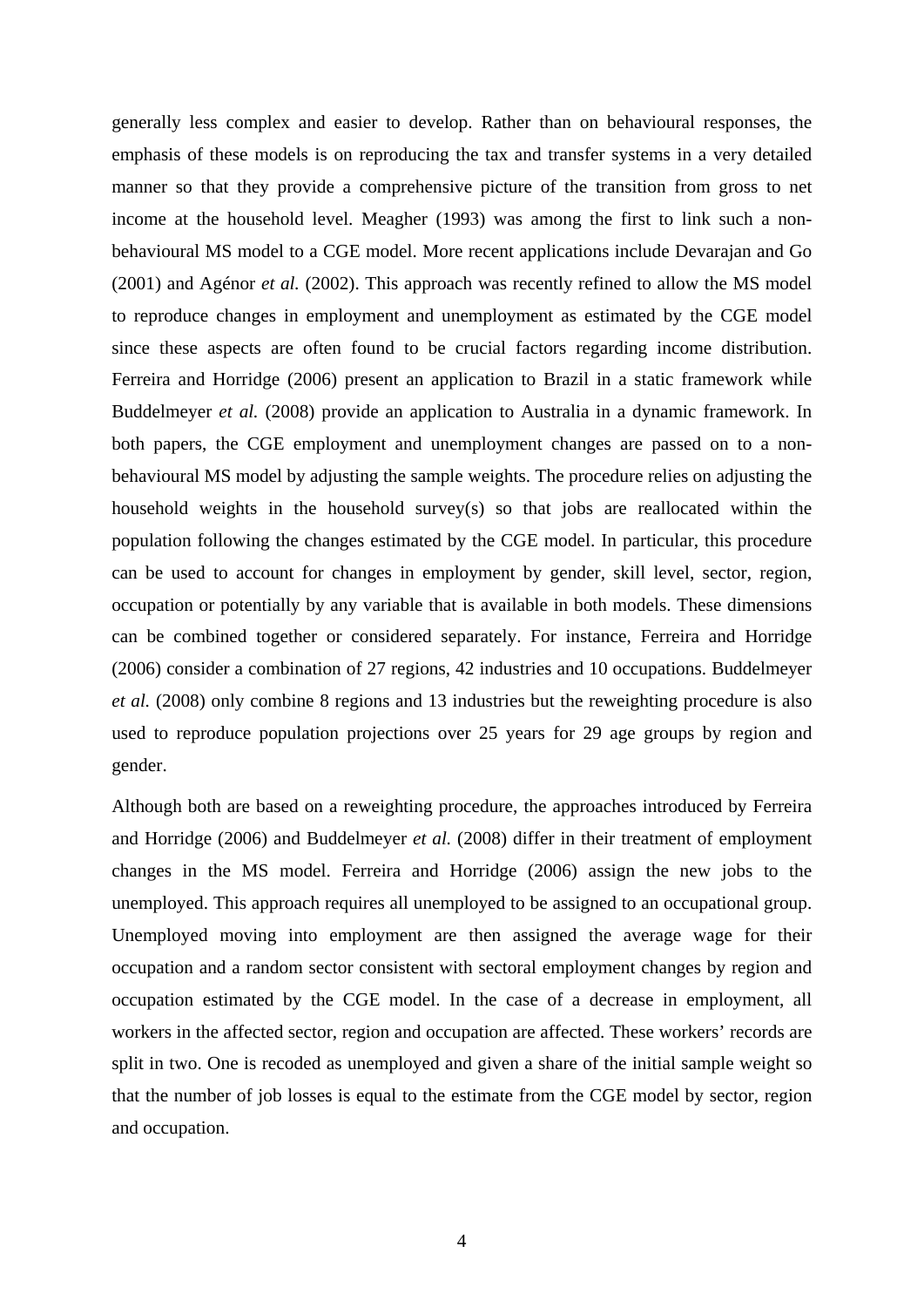generally less complex and easier to develop. Rather than on behavioural responses, the emphasis of these models is on reproducing the tax and transfer systems in a very detailed manner so that they provide a comprehensive picture of the transition from gross to net income at the household level. Meagher (1993) was among the first to link such a non-behavioural MS model to a CGE model. More recent applications include Devarajan and Go (2001) and Agénor *et al.* (2002). This approach was recently refined to allow the MS model to reproduce changes in employment and unemployment as estimated by the CGE model since these aspects are often found to be crucial factors regarding income distribution. Ferreira and Horridge (2006) present an application to Brazil in a static framework while Buddelmeyer *et al.* (2008) provide an application to Australia in a dynamic framework. In both papers, the CGE employment and unemployment changes are passed on to a non-behavioural MS model by adjusting the sample weights. The procedure relies on adjusting the household weights in the household survey(s) so that jobs are reallocated within the population following the changes estimated by the CGE model. In particular, this procedure can be used to account for changes in employment by gender, skill level, sector, region, occupation or potentially by any variable that is available in both models. These dimensions can be combined together or considered separately. For instance, Ferreira and Horridge (2006) consider a combination of 27 regions, 42 industries and 10 occupations. Buddelmeyer *et al.* (2008) only combine 8 regions and 13 industries but the reweighting procedure is also used to reproduce population projections over 25 years for 29 age groups by region and gender.

Although both are based on a reweighting procedure, the approaches introduced by Ferreira and Horridge (2006) and Buddelmeyer *et al.* (2008) differ in their treatment of employment changes in the MS model. Ferreira and Horridge (2006) assign the new jobs to the unemployed. This approach requires all unemployed to be assigned to an occupational group. Unemployed moving into employment are then assigned the average wage for their occupation and a random sector consistent with sectoral employment changes by region and occupation estimated by the CGE model. In the case of a decrease in employment, all workers in the affected sector, region and occupation are affected. These workers' records are split in two. One is recoded as unemployed and given a share of the initial sample weight so that the number of job losses is equal to the estimate from the CGE model by sector, region and occupation.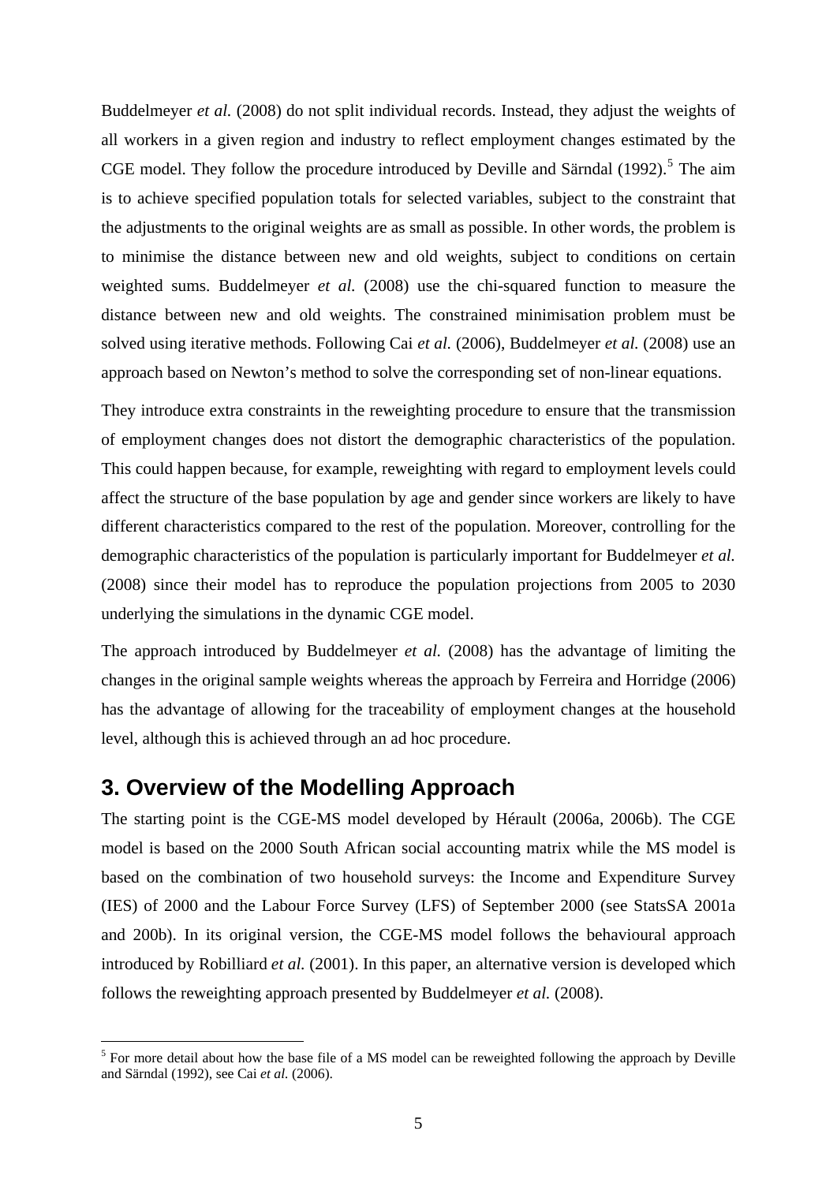Buddelmeyer *et al.* (2008) do not split individual records. Instead, they adjust the weights of all workers in a given region and industry to reflect employment changes estimated by the CGE model. They follow the procedure introduced by Deville and Särndal (1992).[5] The aim is to achieve specified population totals for selected variables, subject to the constraint that the adjustments to the original weights are as small as possible. In other words, the problem is to minimise the distance between new and old weights, subject to conditions on certain weighted sums. Buddelmeyer *et al.* (2008) use the chi-squared function to measure the distance between new and old weights. The constrained minimisation problem must be solved using iterative methods. Following Cai *et al.* (2006), Buddelmeyer *et al.* (2008) use an approach based on Newton's method to solve the corresponding set of non-linear equations.

They introduce extra constraints in the reweighting procedure to ensure that the transmission of employment changes does not distort the demographic characteristics of the population. This could happen because, for example, reweighting with regard to employment levels could affect the structure of the base population by age and gender since workers are likely to have different characteristics compared to the rest of the population. Moreover, controlling for the demographic characteristics of the population is particularly important for Buddelmeyer *et al.* (2008) since their model has to reproduce the population projections from 2005 to 2030 underlying the simulations in the dynamic CGE model.

The approach introduced by Buddelmeyer *et al.* (2008) has the advantage of limiting the changes in the original sample weights whereas the approach by Ferreira and Horridge (2006) has the advantage of allowing for the traceability of employment changes at the household level, although this is achieved through an ad hoc procedure.

## 3. Overview of the Modelling Approach

The starting point is the CGE-MS model developed by Hérault (2006a, 2006b). The CGE model is based on the 2000 South African social accounting matrix while the MS model is based on the combination of two household surveys: the Income and Expenditure Survey (IES) of 2000 and the Labour Force Survey (LFS) of September 2000 (see StatsSA 2001a and 200b). In its original version, the CGE-MS model follows the behavioural approach introduced by Robilliard *et al.* (2001). In this paper, an alternative version is developed which follows the reweighting approach presented by Buddelmeyer *et al.* (2008).

[5] For more detail about how the base file of a MS model can be reweighted following the approach by Deville and Särndal (1992), see Cai *et al.* (2006).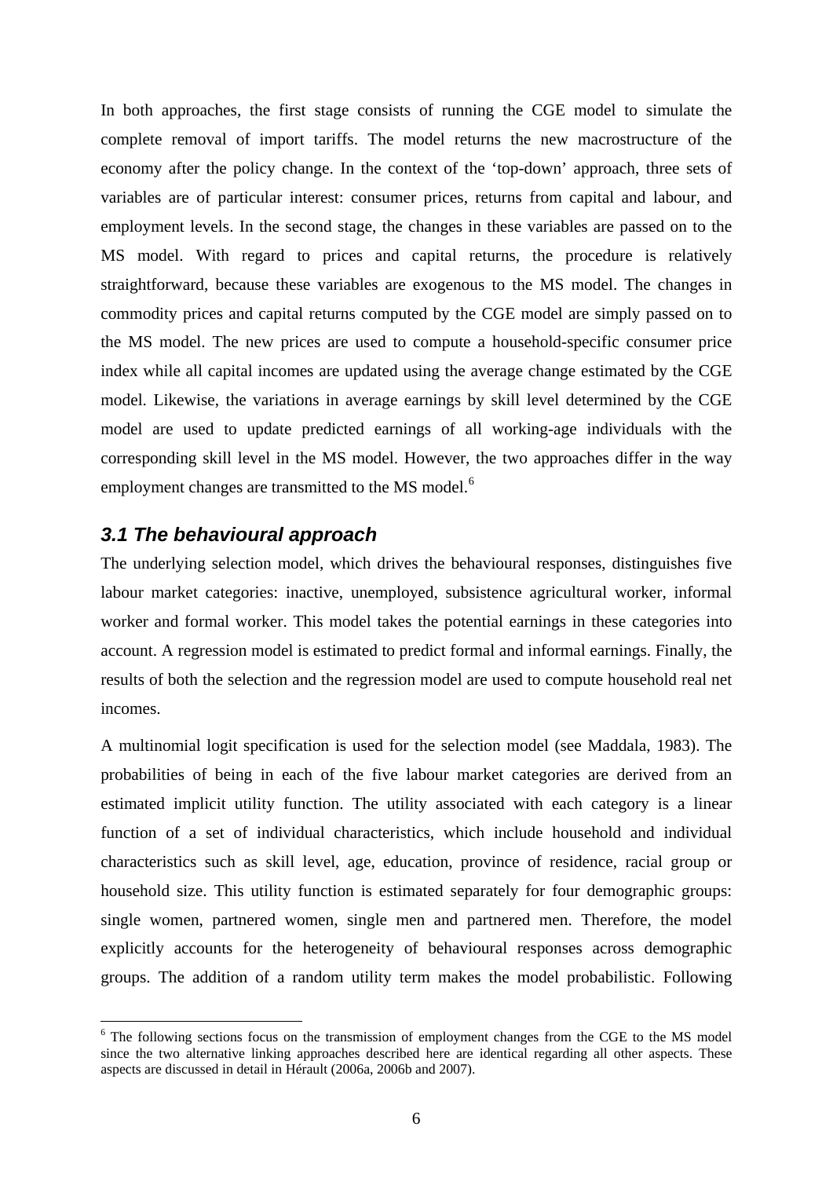In both approaches, the first stage consists of running the CGE model to simulate the complete removal of import tariffs. The model returns the new macrostructure of the economy after the policy change. In the context of the 'top-down' approach, three sets of variables are of particular interest: consumer prices, returns from capital and labour, and employment levels. In the second stage, the changes in these variables are passed on to the MS model. With regard to prices and capital returns, the procedure is relatively straightforward, because these variables are exogenous to the MS model. The changes in commodity prices and capital returns computed by the CGE model are simply passed on to the MS model. The new prices are used to compute a household-specific consumer price index while all capital incomes are updated using the average change estimated by the CGE model. Likewise, the variations in average earnings by skill level determined by the CGE model are used to update predicted earnings of all working-age individuals with the corresponding skill level in the MS model. However, the two approaches differ in the way employment changes are transmitted to the MS model.[6]

### *3.1 The behavioural approach*

The underlying selection model, which drives the behavioural responses, distinguishes five labour market categories: inactive, unemployed, subsistence agricultural worker, informal worker and formal worker. This model takes the potential earnings in these categories into account. A regression model is estimated to predict formal and informal earnings. Finally, the results of both the selection and the regression model are used to compute household real net incomes.

A multinomial logit specification is used for the selection model (see Maddala, 1983). The probabilities of being in each of the five labour market categories are derived from an estimated implicit utility function. The utility associated with each category is a linear function of a set of individual characteristics, which include household and individual characteristics such as skill level, age, education, province of residence, racial group or household size. This utility function is estimated separately for four demographic groups: single women, partnered women, single men and partnered men. Therefore, the model explicitly accounts for the heterogeneity of behavioural responses across demographic groups. The addition of a random utility term makes the model probabilistic. Following

---

[6] The following sections focus on the transmission of employment changes from the CGE to the MS model since the two alternative linking approaches described here are identical regarding all other aspects. These aspects are discussed in detail in Hérault (2006a, 2006b and 2007).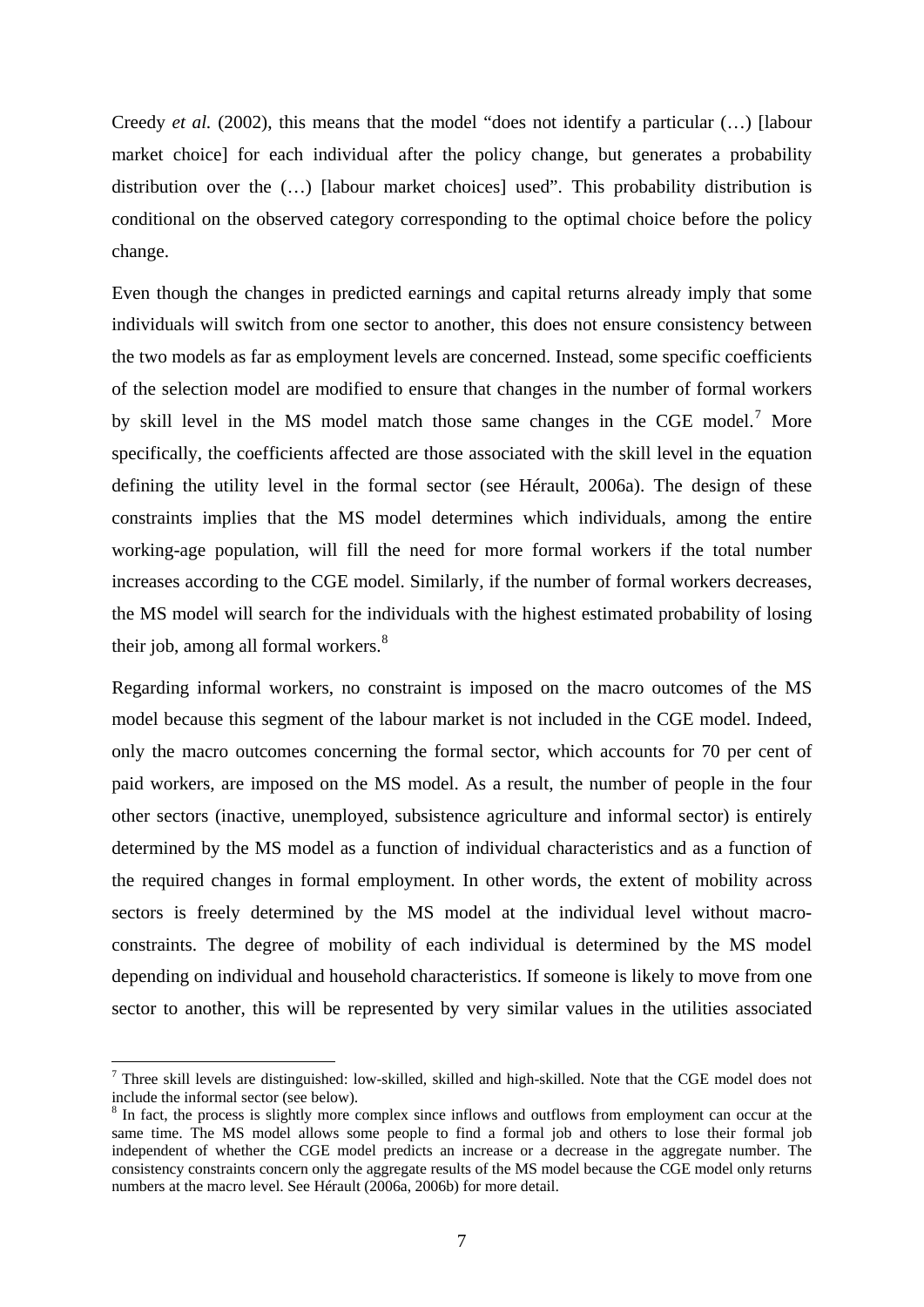Creedy *et al.* (2002), this means that the model "does not identify a particular (…) [labour market choice] for each individual after the policy change, but generates a probability distribution over the (…) [labour market choices] used". This probability distribution is conditional on the observed category corresponding to the optimal choice before the policy change.

Even though the changes in predicted earnings and capital returns already imply that some individuals will switch from one sector to another, this does not ensure consistency between the two models as far as employment levels are concerned. Instead, some specific coefficients of the selection model are modified to ensure that changes in the number of formal workers by skill level in the MS model match those same changes in the CGE model.[7] More specifically, the coefficients affected are those associated with the skill level in the equation defining the utility level in the formal sector (see Hérault, 2006a). The design of these constraints implies that the MS model determines which individuals, among the entire working-age population, will fill the need for more formal workers if the total number increases according to the CGE model. Similarly, if the number of formal workers decreases, the MS model will search for the individuals with the highest estimated probability of losing their job, among all formal workers.[8]

Regarding informal workers, no constraint is imposed on the macro outcomes of the MS model because this segment of the labour market is not included in the CGE model. Indeed, only the macro outcomes concerning the formal sector, which accounts for 70 per cent of paid workers, are imposed on the MS model. As a result, the number of people in the four other sectors (inactive, unemployed, subsistence agriculture and informal sector) is entirely determined by the MS model as a function of individual characteristics and as a function of the required changes in formal employment. In other words, the extent of mobility across sectors is freely determined by the MS model at the individual level without macro-constraints. The degree of mobility of each individual is determined by the MS model depending on individual and household characteristics. If someone is likely to move from one sector to another, this will be represented by very similar values in the utilities associated

---

[7] Three skill levels are distinguished: low-skilled, skilled and high-skilled. Note that the CGE model does not include the informal sector (see below).

[8] In fact, the process is slightly more complex since inflows and outflows from employment can occur at the same time. The MS model allows some people to find a formal job and others to lose their formal job independent of whether the CGE model predicts an increase or a decrease in the aggregate number. The consistency constraints concern only the aggregate results of the MS model because the CGE model only returns numbers at the macro level. See Hérault (2006a, 2006b) for more detail.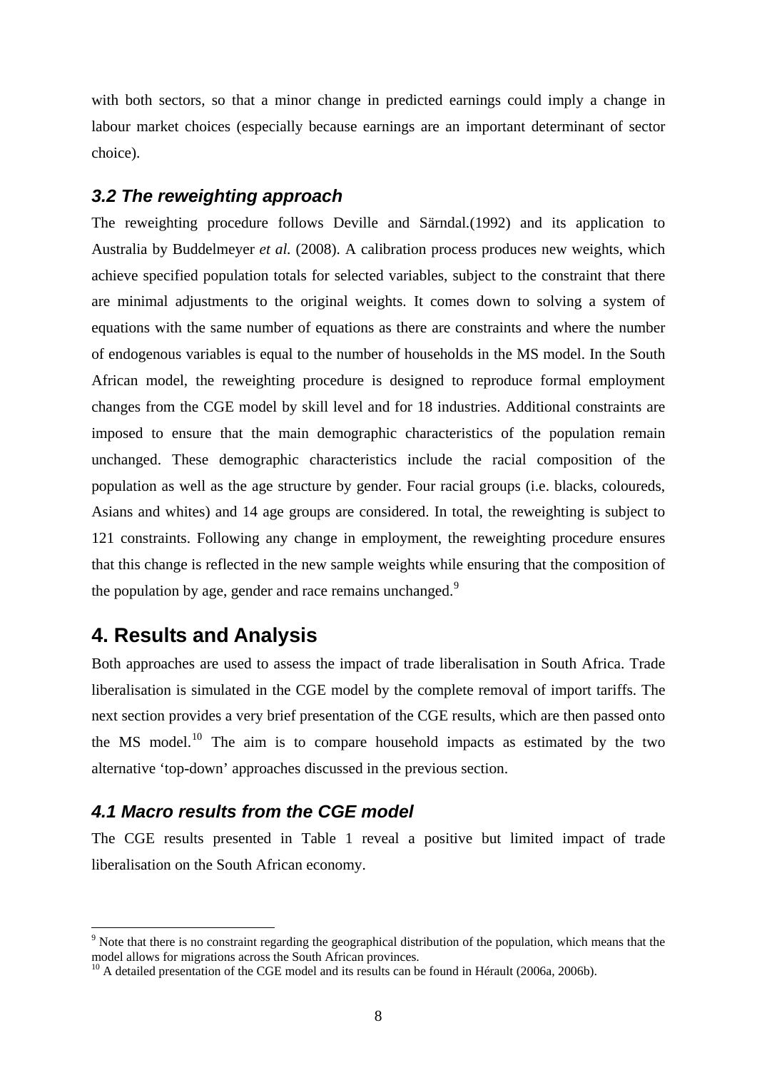with both sectors, so that a minor change in predicted earnings could imply a change in labour market choices (especially because earnings are an important determinant of sector choice).

### 3.2 The reweighting approach

The reweighting procedure follows Deville and Särndal.(1992) and its application to Australia by Buddelmeyer *et al.* (2008). A calibration process produces new weights, which achieve specified population totals for selected variables, subject to the constraint that there are minimal adjustments to the original weights. It comes down to solving a system of equations with the same number of equations as there are constraints and where the number of endogenous variables is equal to the number of households in the MS model. In the South African model, the reweighting procedure is designed to reproduce formal employment changes from the CGE model by skill level and for 18 industries. Additional constraints are imposed to ensure that the main demographic characteristics of the population remain unchanged. These demographic characteristics include the racial composition of the population as well as the age structure by gender. Four racial groups (i.e. blacks, coloureds, Asians and whites) and 14 age groups are considered. In total, the reweighting is subject to 121 constraints. Following any change in employment, the reweighting procedure ensures that this change is reflected in the new sample weights while ensuring that the composition of the population by age, gender and race remains unchanged.[9]

## 4. Results and Analysis

Both approaches are used to assess the impact of trade liberalisation in South Africa. Trade liberalisation is simulated in the CGE model by the complete removal of import tariffs. The next section provides a very brief presentation of the CGE results, which are then passed onto the MS model.[10] The aim is to compare household impacts as estimated by the two alternative 'top-down' approaches discussed in the previous section.

### 4.1 Macro results from the CGE model

The CGE results presented in Table 1 reveal a positive but limited impact of trade liberalisation on the South African economy.

[9] Note that there is no constraint regarding the geographical distribution of the population, which means that the model allows for migrations across the South African provinces.

[10] A detailed presentation of the CGE model and its results can be found in Hérault (2006a, 2006b).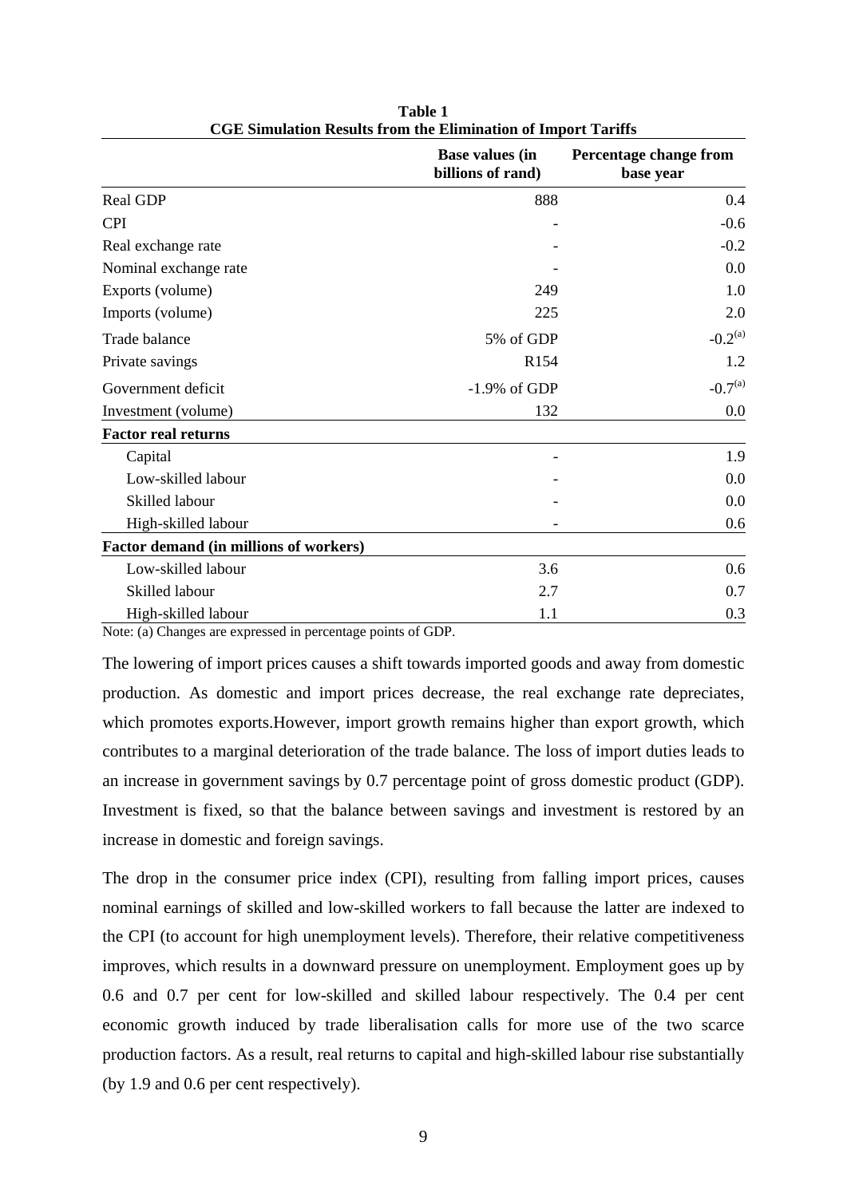**Table 1**
**CGE Simulation Results from the Elimination of Import Tariffs**

| | Base values (in billions of rand) | Percentage change from base year |
|---|---|---|
| Real GDP | 888 | 0.4 |
| CPI | - | -0.6 |
| Real exchange rate | - | -0.2 |
| Nominal exchange rate | - | 0.0 |
| Exports (volume) | 249 | 1.0 |
| Imports (volume) | 225 | 2.0 |
| Trade balance | 5% of GDP | -0.2[(a)] |
| Private savings | R154 | 1.2 |
| Government deficit | -1.9% of GDP | -0.7[(a)] |
| Investment (volume) | 132 | 0.0 |
| **Factor real returns** | | |
| Capital | - | 1.9 |
| Low-skilled labour | - | 0.0 |
| Skilled labour | - | 0.0 |
| High-skilled labour | - | 0.6 |
| **Factor demand (in millions of workers)** | | |
| Low-skilled labour | 3.6 | 0.6 |
| Skilled labour | 2.7 | 0.7 |
| High-skilled labour | 1.1 | 0.3 |

Note: (a) Changes are expressed in percentage points of GDP.

The lowering of import prices causes a shift towards imported goods and away from domestic production. As domestic and import prices decrease, the real exchange rate depreciates, which promotes exports.However, import growth remains higher than export growth, which contributes to a marginal deterioration of the trade balance. The loss of import duties leads to an increase in government savings by 0.7 percentage point of gross domestic product (GDP). Investment is fixed, so that the balance between savings and investment is restored by an increase in domestic and foreign savings.

The drop in the consumer price index (CPI), resulting from falling import prices, causes nominal earnings of skilled and low-skilled workers to fall because the latter are indexed to the CPI (to account for high unemployment levels). Therefore, their relative competitiveness improves, which results in a downward pressure on unemployment. Employment goes up by 0.6 and 0.7 per cent for low-skilled and skilled labour respectively. The 0.4 per cent economic growth induced by trade liberalisation calls for more use of the two scarce production factors. As a result, real returns to capital and high-skilled labour rise substantially (by 1.9 and 0.6 per cent respectively).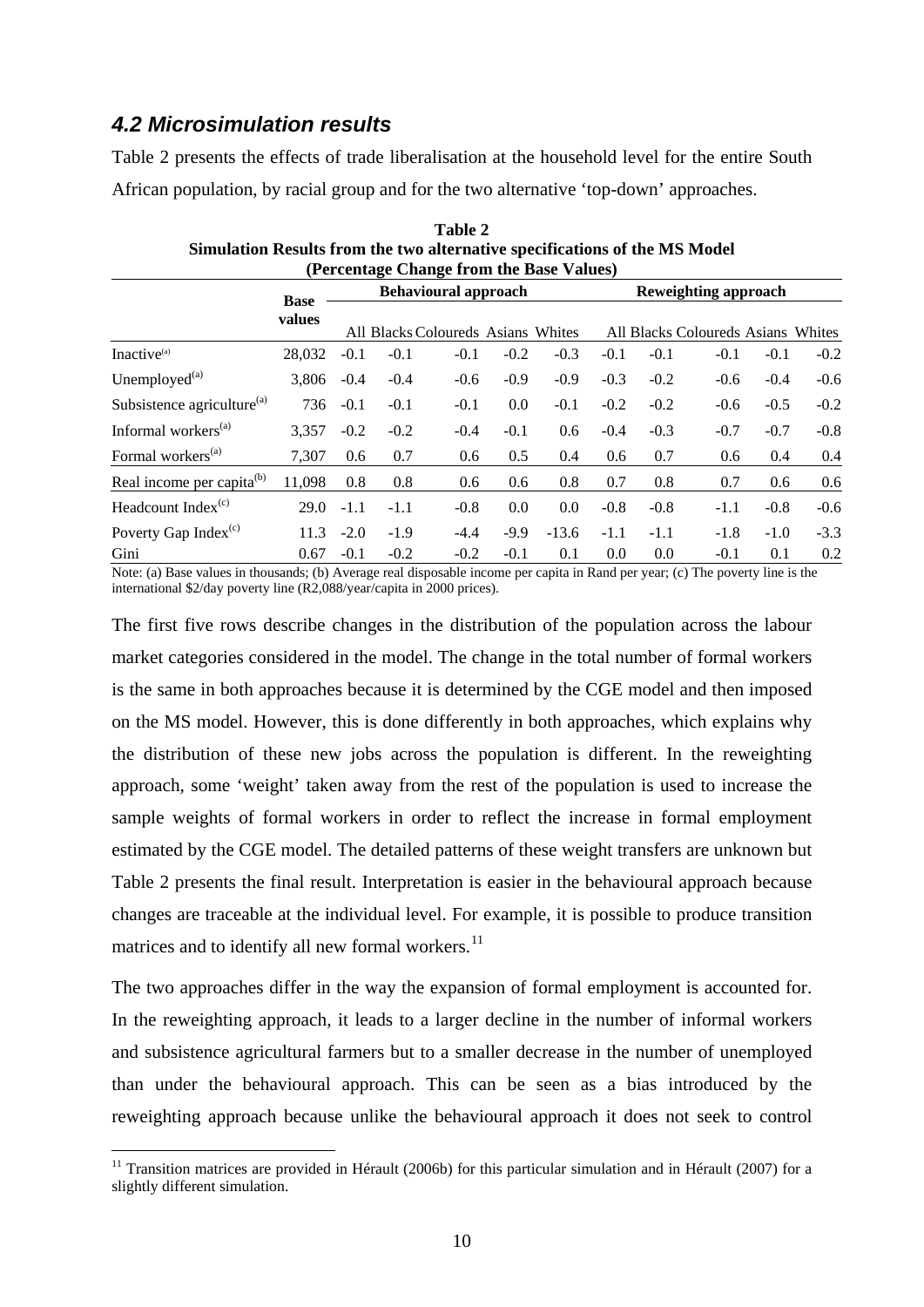### 4.2 Microsimulation results

Table 2 presents the effects of trade liberalisation at the household level for the entire South African population, by racial group and for the two alternative 'top-down' approaches.

**Table 2**
**Simulation Results from the two alternative specifications of the MS Model (Percentage Change from the Base Values)**

| | Base values | Behavioural approach | | | | | Reweighting approach | | | | |
|---|---|---|---|---|---|---|---|---|---|---|---|
| | | All | Blacks | Coloureds | Asians | Whites | All | Blacks | Coloureds | Asians | Whites |
| Inactive[(a)] | 28,032 | -0.1 | -0.1 | -0.1 | -0.2 | -0.3 | -0.1 | -0.1 | -0.1 | -0.1 | -0.2 |
| Unemployed[(a)] | 3,806 | -0.4 | -0.4 | -0.6 | -0.9 | -0.9 | -0.3 | -0.2 | -0.6 | -0.4 | -0.6 |
| Subsistence agriculture[(a)] | 736 | -0.1 | -0.1 | -0.1 | 0.0 | -0.1 | -0.2 | -0.2 | -0.6 | -0.5 | -0.2 |
| Informal workers[(a)] | 3,357 | -0.2 | -0.2 | -0.4 | -0.1 | 0.6 | -0.4 | -0.3 | -0.7 | -0.7 | -0.8 |
| Formal workers[(a)] | 7,307 | 0.6 | 0.7 | 0.6 | 0.5 | 0.4 | 0.6 | 0.7 | 0.6 | 0.4 | 0.4 |
| Real income per capita[(b)] | 11,098 | 0.8 | 0.8 | 0.6 | 0.6 | 0.8 | 0.7 | 0.8 | 0.7 | 0.6 | 0.6 |
| Headcount Index[(c)] | 29.0 | -1.1 | -1.1 | -0.8 | 0.0 | 0.0 | -0.8 | -0.8 | -1.1 | -0.8 | -0.6 |
| Poverty Gap Index[(c)] | 11.3 | -2.0 | -1.9 | -4.4 | -9.9 | -13.6 | -1.1 | -1.1 | -1.8 | -1.0 | -3.3 |
| Gini | 0.67 | -0.1 | -0.2 | -0.2 | -0.1 | 0.1 | 0.0 | 0.0 | -0.1 | 0.1 | 0.2 |

Note: (a) Base values in thousands; (b) Average real disposable income per capita in Rand per year; (c) The poverty line is the international \$2/day poverty line (R2,088/year/capita in 2000 prices).

The first five rows describe changes in the distribution of the population across the labour market categories considered in the model. The change in the total number of formal workers is the same in both approaches because it is determined by the CGE model and then imposed on the MS model. However, this is done differently in both approaches, which explains why the distribution of these new jobs across the population is different. In the reweighting approach, some 'weight' taken away from the rest of the population is used to increase the sample weights of formal workers in order to reflect the increase in formal employment estimated by the CGE model. The detailed patterns of these weight transfers are unknown but Table 2 presents the final result. Interpretation is easier in the behavioural approach because changes are traceable at the individual level. For example, it is possible to produce transition matrices and to identify all new formal workers.[11]

The two approaches differ in the way the expansion of formal employment is accounted for. In the reweighting approach, it leads to a larger decline in the number of informal workers and subsistence agricultural farmers but to a smaller decrease in the number of unemployed than under the behavioural approach. This can be seen as a bias introduced by the reweighting approach because unlike the behavioural approach it does not seek to control

[11] Transition matrices are provided in Hérault (2006b) for this particular simulation and in Hérault (2007) for a slightly different simulation.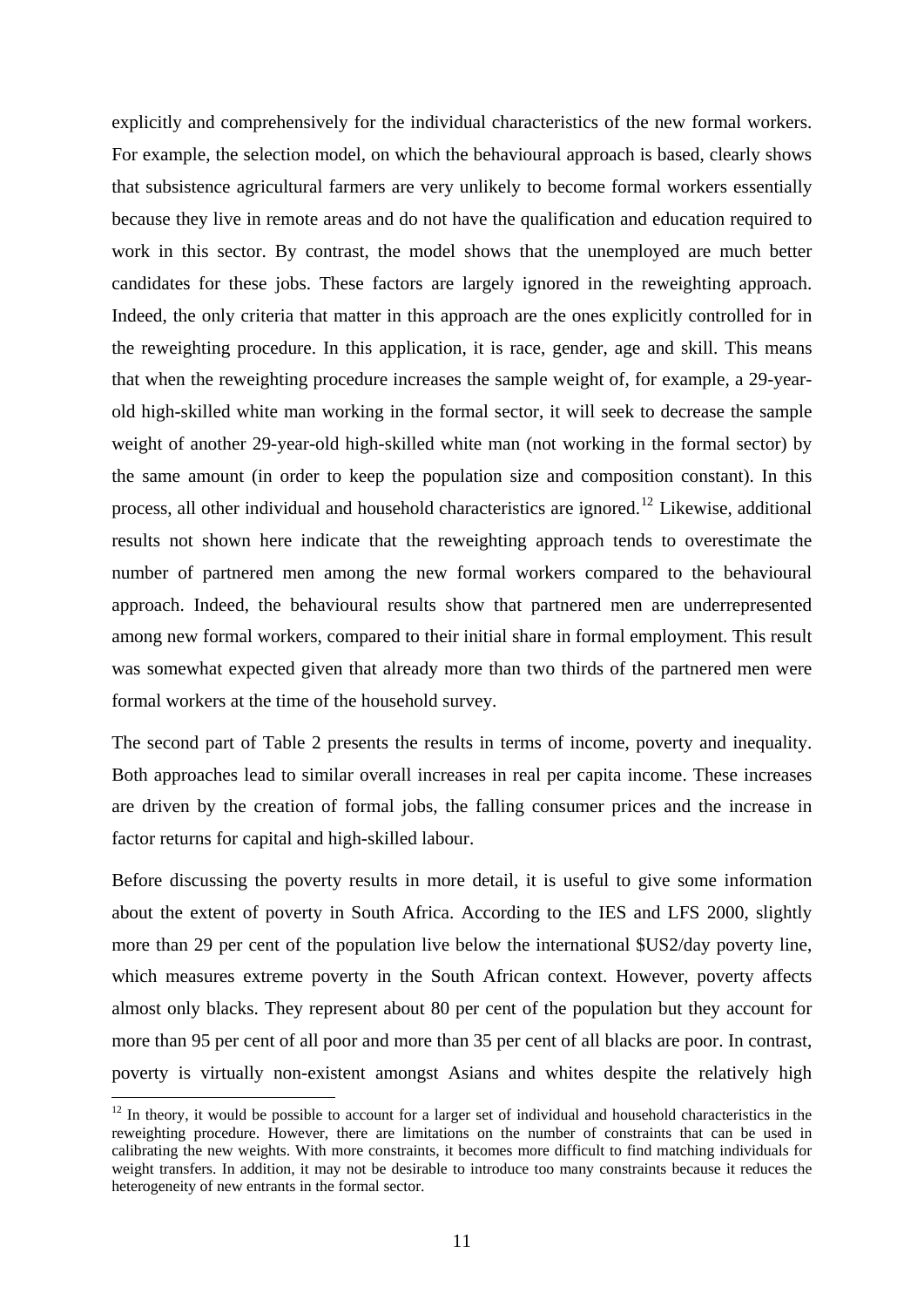explicitly and comprehensively for the individual characteristics of the new formal workers. For example, the selection model, on which the behavioural approach is based, clearly shows that subsistence agricultural farmers are very unlikely to become formal workers essentially because they live in remote areas and do not have the qualification and education required to work in this sector. By contrast, the model shows that the unemployed are much better candidates for these jobs. These factors are largely ignored in the reweighting approach. Indeed, the only criteria that matter in this approach are the ones explicitly controlled for in the reweighting procedure. In this application, it is race, gender, age and skill. This means that when the reweighting procedure increases the sample weight of, for example, a 29-year-old high-skilled white man working in the formal sector, it will seek to decrease the sample weight of another 29-year-old high-skilled white man (not working in the formal sector) by the same amount (in order to keep the population size and composition constant). In this process, all other individual and household characteristics are ignored.[12] Likewise, additional results not shown here indicate that the reweighting approach tends to overestimate the number of partnered men among the new formal workers compared to the behavioural approach. Indeed, the behavioural results show that partnered men are underrepresented among new formal workers, compared to their initial share in formal employment. This result was somewhat expected given that already more than two thirds of the partnered men were formal workers at the time of the household survey.

The second part of Table 2 presents the results in terms of income, poverty and inequality. Both approaches lead to similar overall increases in real per capita income. These increases are driven by the creation of formal jobs, the falling consumer prices and the increase in factor returns for capital and high-skilled labour.

Before discussing the poverty results in more detail, it is useful to give some information about the extent of poverty in South Africa. According to the IES and LFS 2000, slightly more than 29 per cent of the population live below the international $US2/day poverty line, which measures extreme poverty in the South African context. However, poverty affects almost only blacks. They represent about 80 per cent of the population but they account for more than 95 per cent of all poor and more than 35 per cent of all blacks are poor. In contrast, poverty is virtually non-existent amongst Asians and whites despite the relatively high

[12] In theory, it would be possible to account for a larger set of individual and household characteristics in the reweighting procedure. However, there are limitations on the number of constraints that can be used in calibrating the new weights. With more constraints, it becomes more difficult to find matching individuals for weight transfers. In addition, it may not be desirable to introduce too many constraints because it reduces the heterogeneity of new entrants in the formal sector.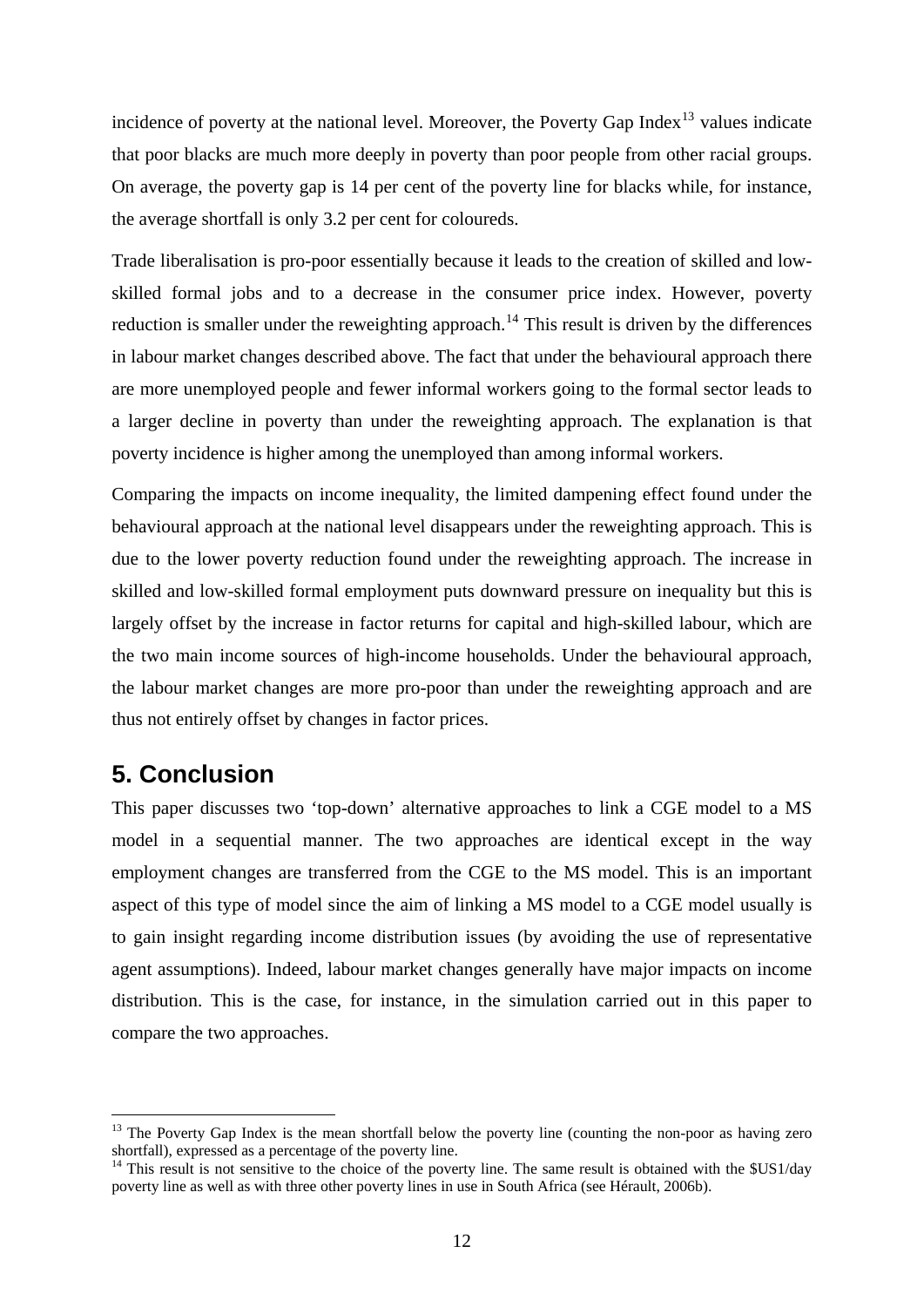incidence of poverty at the national level. Moreover, the Poverty Gap Index[13] values indicate that poor blacks are much more deeply in poverty than poor people from other racial groups. On average, the poverty gap is 14 per cent of the poverty line for blacks while, for instance, the average shortfall is only 3.2 per cent for coloureds.

Trade liberalisation is pro-poor essentially because it leads to the creation of skilled and low-skilled formal jobs and to a decrease in the consumer price index. However, poverty reduction is smaller under the reweighting approach.[14] This result is driven by the differences in labour market changes described above. The fact that under the behavioural approach there are more unemployed people and fewer informal workers going to the formal sector leads to a larger decline in poverty than under the reweighting approach. The explanation is that poverty incidence is higher among the unemployed than among informal workers.

Comparing the impacts on income inequality, the limited dampening effect found under the behavioural approach at the national level disappears under the reweighting approach. This is due to the lower poverty reduction found under the reweighting approach. The increase in skilled and low-skilled formal employment puts downward pressure on inequality but this is largely offset by the increase in factor returns for capital and high-skilled labour, which are the two main income sources of high-income households. Under the behavioural approach, the labour market changes are more pro-poor than under the reweighting approach and are thus not entirely offset by changes in factor prices.

## 5. Conclusion

This paper discusses two 'top-down' alternative approaches to link a CGE model to a MS model in a sequential manner. The two approaches are identical except in the way employment changes are transferred from the CGE to the MS model. This is an important aspect of this type of model since the aim of linking a MS model to a CGE model usually is to gain insight regarding income distribution issues (by avoiding the use of representative agent assumptions). Indeed, labour market changes generally have major impacts on income distribution. This is the case, for instance, in the simulation carried out in this paper to compare the two approaches.

---

[13] The Poverty Gap Index is the mean shortfall below the poverty line (counting the non-poor as having zero shortfall), expressed as a percentage of the poverty line.

[14] This result is not sensitive to the choice of the poverty line. The same result is obtained with the $US1/day poverty line as well as with three other poverty lines in use in South Africa (see Hérault, 2006b).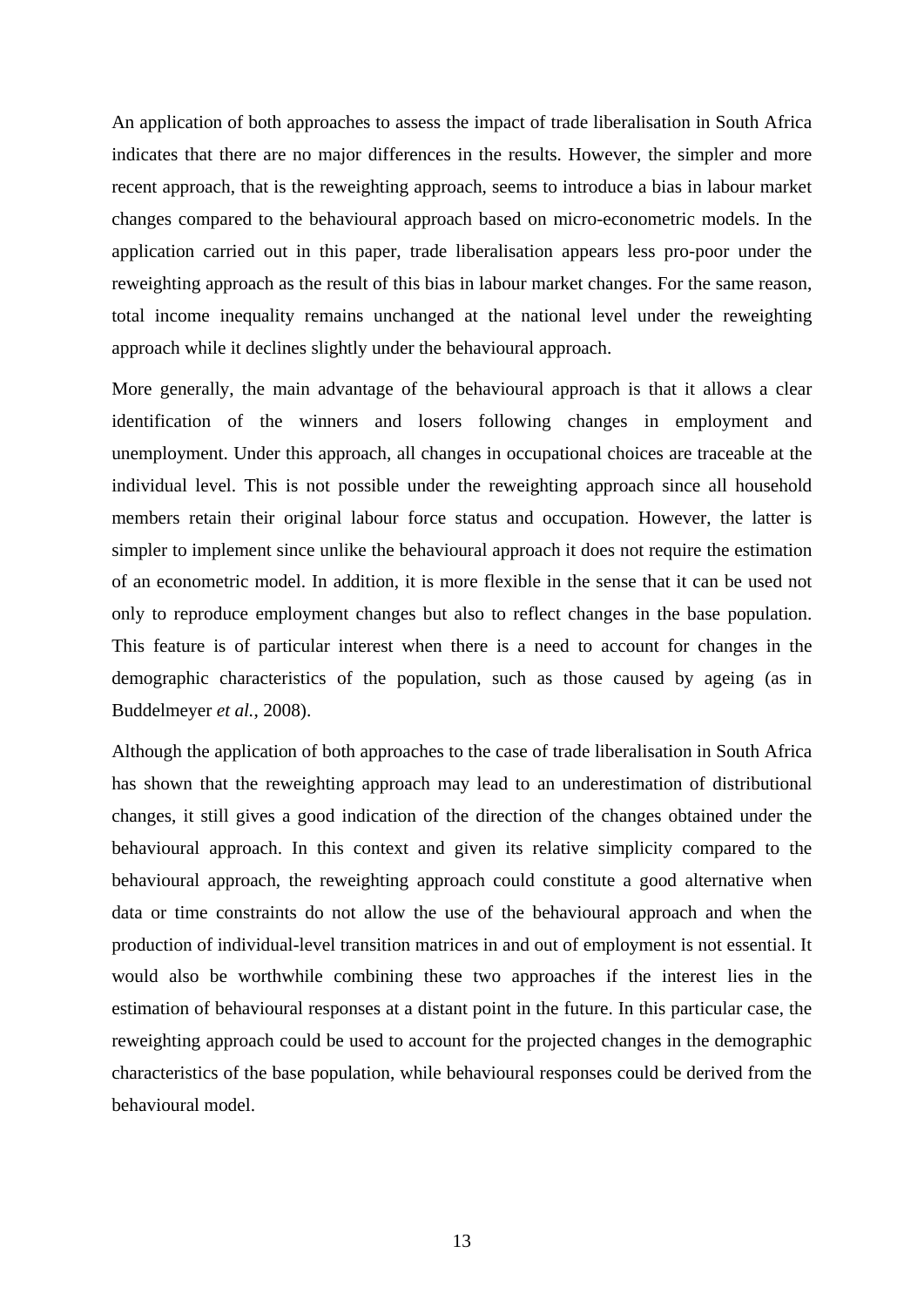An application of both approaches to assess the impact of trade liberalisation in South Africa indicates that there are no major differences in the results. However, the simpler and more recent approach, that is the reweighting approach, seems to introduce a bias in labour market changes compared to the behavioural approach based on micro-econometric models. In the application carried out in this paper, trade liberalisation appears less pro-poor under the reweighting approach as the result of this bias in labour market changes. For the same reason, total income inequality remains unchanged at the national level under the reweighting approach while it declines slightly under the behavioural approach.

More generally, the main advantage of the behavioural approach is that it allows a clear identification of the winners and losers following changes in employment and unemployment. Under this approach, all changes in occupational choices are traceable at the individual level. This is not possible under the reweighting approach since all household members retain their original labour force status and occupation. However, the latter is simpler to implement since unlike the behavioural approach it does not require the estimation of an econometric model. In addition, it is more flexible in the sense that it can be used not only to reproduce employment changes but also to reflect changes in the base population. This feature is of particular interest when there is a need to account for changes in the demographic characteristics of the population, such as those caused by ageing (as in Buddelmeyer *et al.*, 2008).

Although the application of both approaches to the case of trade liberalisation in South Africa has shown that the reweighting approach may lead to an underestimation of distributional changes, it still gives a good indication of the direction of the changes obtained under the behavioural approach. In this context and given its relative simplicity compared to the behavioural approach, the reweighting approach could constitute a good alternative when data or time constraints do not allow the use of the behavioural approach and when the production of individual-level transition matrices in and out of employment is not essential. It would also be worthwhile combining these two approaches if the interest lies in the estimation of behavioural responses at a distant point in the future. In this particular case, the reweighting approach could be used to account for the projected changes in the demographic characteristics of the base population, while behavioural responses could be derived from the behavioural model.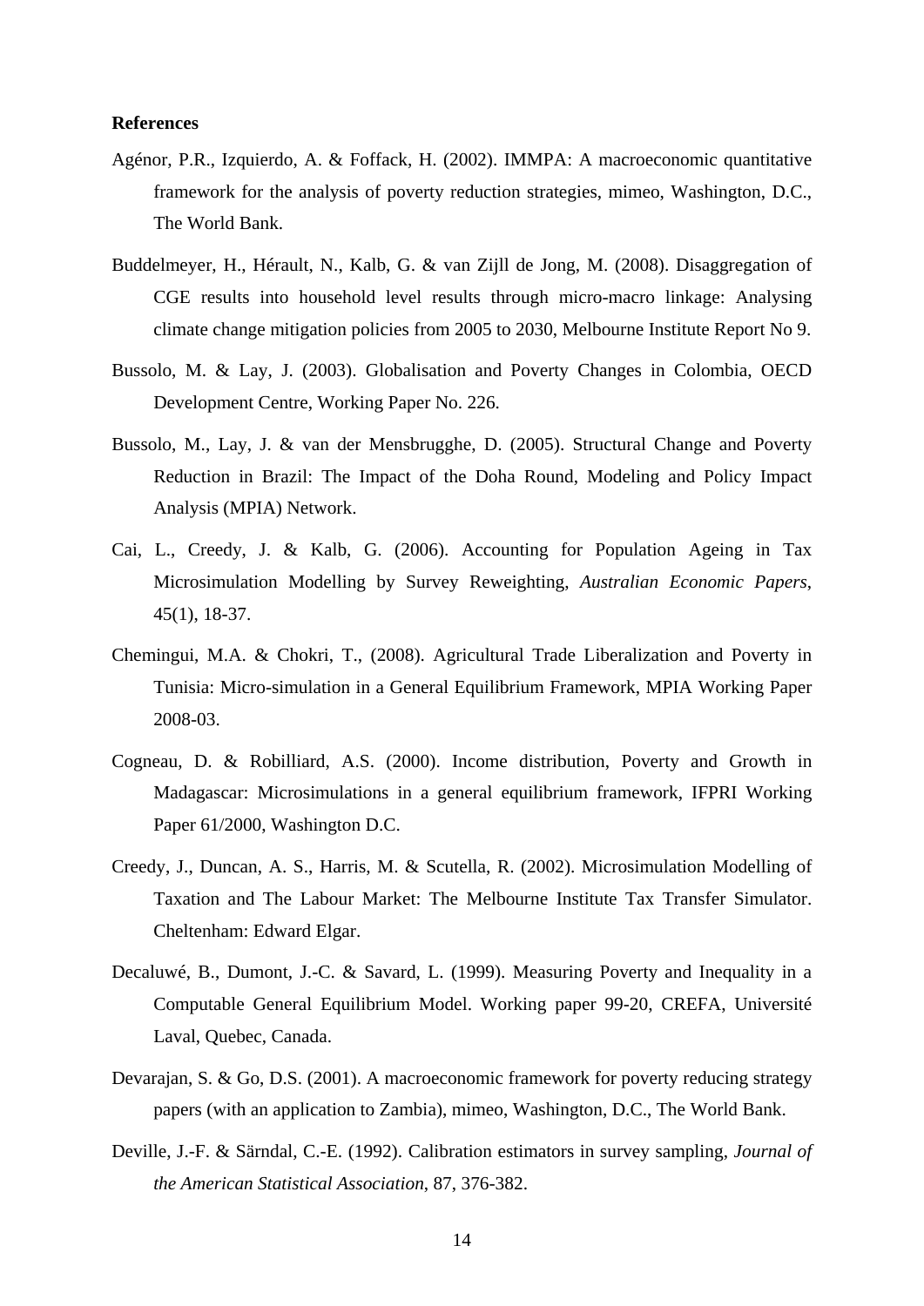**References**

Agénor, P.R., Izquierdo, A. & Foffack, H. (2002). IMMPA: A macroeconomic quantitative framework for the analysis of poverty reduction strategies, mimeo, Washington, D.C., The World Bank.

Buddelmeyer, H., Hérault, N., Kalb, G. & van Zijll de Jong, M. (2008). Disaggregation of CGE results into household level results through micro-macro linkage: Analysing climate change mitigation policies from 2005 to 2030, Melbourne Institute Report No 9.

Bussolo, M. & Lay, J. (2003). Globalisation and Poverty Changes in Colombia, OECD Development Centre, Working Paper No. 226.

Bussolo, M., Lay, J. & van der Mensbrugghe, D. (2005). Structural Change and Poverty Reduction in Brazil: The Impact of the Doha Round, Modeling and Policy Impact Analysis (MPIA) Network.

Cai, L., Creedy, J. & Kalb, G. (2006). Accounting for Population Ageing in Tax Microsimulation Modelling by Survey Reweighting, *Australian Economic Papers*, 45(1), 18-37.

Chemingui, M.A. & Chokri, T., (2008). Agricultural Trade Liberalization and Poverty in Tunisia: Micro-simulation in a General Equilibrium Framework, MPIA Working Paper 2008-03.

Cogneau, D. & Robilliard, A.S. (2000). Income distribution, Poverty and Growth in Madagascar: Microsimulations in a general equilibrium framework, IFPRI Working Paper 61/2000, Washington D.C.

Creedy, J., Duncan, A. S., Harris, M. & Scutella, R. (2002). Microsimulation Modelling of Taxation and The Labour Market: The Melbourne Institute Tax Transfer Simulator. Cheltenham: Edward Elgar.

Decaluwé, B., Dumont, J.-C. & Savard, L. (1999). Measuring Poverty and Inequality in a Computable General Equilibrium Model. Working paper 99-20, CREFA, Université Laval, Quebec, Canada.

Devarajan, S. & Go, D.S. (2001). A macroeconomic framework for poverty reducing strategy papers (with an application to Zambia), mimeo, Washington, D.C., The World Bank.

Deville, J.-F. & Särndal, C.-E. (1992). Calibration estimators in survey sampling, *Journal of the American Statistical Association*, 87, 376-382.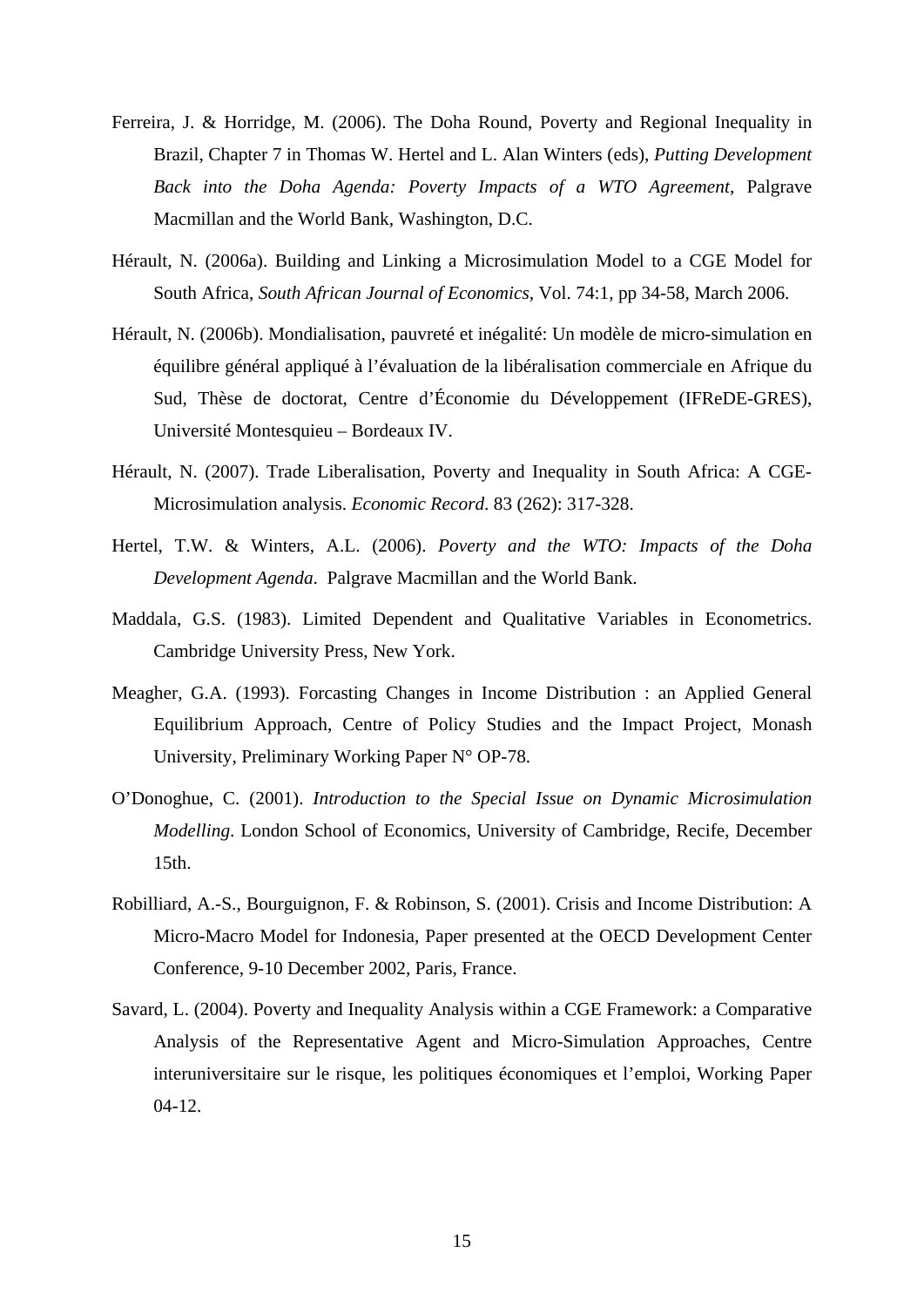Ferreira, J. & Horridge, M. (2006). The Doha Round, Poverty and Regional Inequality in Brazil, Chapter 7 in Thomas W. Hertel and L. Alan Winters (eds), *Putting Development Back into the Doha Agenda: Poverty Impacts of a WTO Agreement*, Palgrave Macmillan and the World Bank, Washington, D.C.

Hérault, N. (2006a). Building and Linking a Microsimulation Model to a CGE Model for South Africa, *South African Journal of Economics*, Vol. 74:1, pp 34-58, March 2006.

Hérault, N. (2006b). Mondialisation, pauvreté et inégalité: Un modèle de micro-simulation en équilibre général appliqué à l'évaluation de la libéralisation commerciale en Afrique du Sud, Thèse de doctorat, Centre d'Économie du Développement (IFReDE-GRES), Université Montesquieu – Bordeaux IV.

Hérault, N. (2007). Trade Liberalisation, Poverty and Inequality in South Africa: A CGE-Microsimulation analysis. *Economic Record*. 83 (262): 317-328.

Hertel, T.W. & Winters, A.L. (2006). *Poverty and the WTO: Impacts of the Doha Development Agenda*. Palgrave Macmillan and the World Bank.

Maddala, G.S. (1983). Limited Dependent and Qualitative Variables in Econometrics. Cambridge University Press, New York.

Meagher, G.A. (1993). Forcasting Changes in Income Distribution : an Applied General Equilibrium Approach, Centre of Policy Studies and the Impact Project, Monash University, Preliminary Working Paper N° OP-78.

O'Donoghue, C. (2001). *Introduction to the Special Issue on Dynamic Microsimulation Modelling*. London School of Economics, University of Cambridge, Recife, December 15th.

Robilliard, A.-S., Bourguignon, F. & Robinson, S. (2001). Crisis and Income Distribution: A Micro-Macro Model for Indonesia, Paper presented at the OECD Development Center Conference, 9-10 December 2002, Paris, France.

Savard, L. (2004). Poverty and Inequality Analysis within a CGE Framework: a Comparative Analysis of the Representative Agent and Micro-Simulation Approaches, Centre interuniversitaire sur le risque, les politiques économiques et l'emploi, Working Paper 04-12.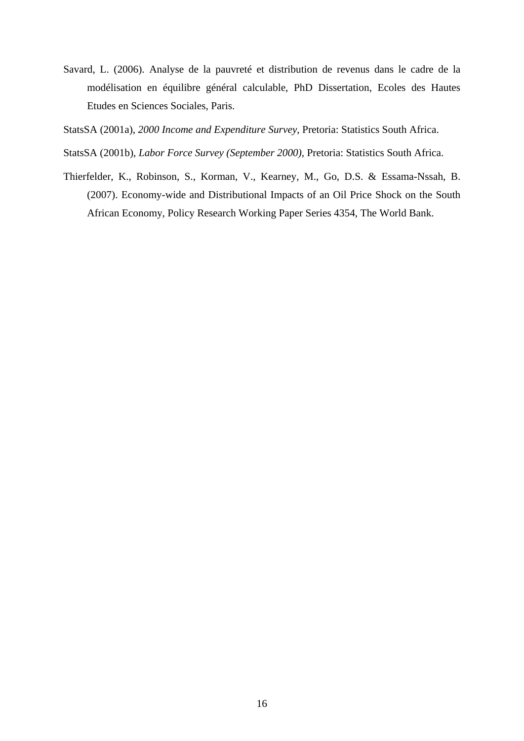Savard, L. (2006). Analyse de la pauvreté et distribution de revenus dans le cadre de la modélisation en équilibre général calculable, PhD Dissertation, Ecoles des Hautes Etudes en Sciences Sociales, Paris.

StatsSA (2001a), *2000 Income and Expenditure Survey*, Pretoria: Statistics South Africa.

StatsSA (2001b), *Labor Force Survey (September 2000)*, Pretoria: Statistics South Africa.

Thierfelder, K., Robinson, S., Korman, V., Kearney, M., Go, D.S. & Essama-Nssah, B. (2007). Economy-wide and Distributional Impacts of an Oil Price Shock on the South African Economy, Policy Research Working Paper Series 4354, The World Bank.